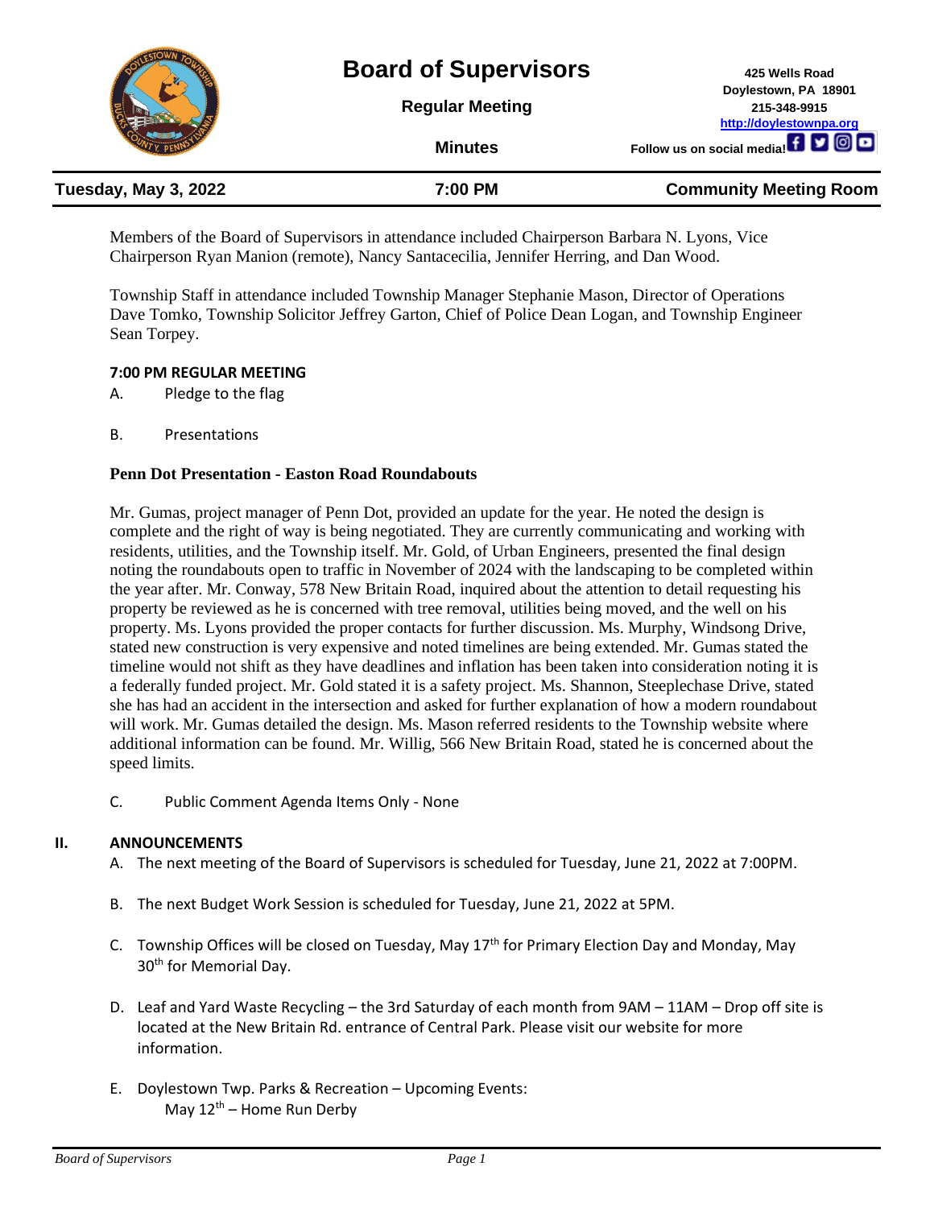# Board of Supervisors

**Regular Meeting**

**Minutes**

**425 Wells Road**
**Doylestown, PA 18901**
**215-348-9915**
**http://doylestownpa.org**
**Follow us on social media!**

| **Tuesday, May 3, 2022** | **7:00 PM** | **Community Meeting Room** |
|---|---|---|

Members of the Board of Supervisors in attendance included Chairperson Barbara N. Lyons, Vice Chairperson Ryan Manion (remote), Nancy Santacecilia, Jennifer Herring, and Dan Wood.

Township Staff in attendance included Township Manager Stephanie Mason, Director of Operations Dave Tomko, Township Solicitor Jeffrey Garton, Chief of Police Dean Logan, and Township Engineer Sean Torpey.

### 7:00 PM REGULAR MEETING

A. Pledge to the flag

B. Presentations

**Penn Dot Presentation - Easton Road Roundabouts**

Mr. Gumas, project manager of Penn Dot, provided an update for the year. He noted the design is complete and the right of way is being negotiated. They are currently communicating and working with residents, utilities, and the Township itself. Mr. Gold, of Urban Engineers, presented the final design noting the roundabouts open to traffic in November of 2024 with the landscaping to be completed within the year after. Mr. Conway, 578 New Britain Road, inquired about the attention to detail requesting his property be reviewed as he is concerned with tree removal, utilities being moved, and the well on his property. Ms. Lyons provided the proper contacts for further discussion. Ms. Murphy, Windsong Drive, stated new construction is very expensive and noted timelines are being extended. Mr. Gumas stated the timeline would not shift as they have deadlines and inflation has been taken into consideration noting it is a federally funded project. Mr. Gold stated it is a safety project. Ms. Shannon, Steeplechase Drive, stated she has had an accident in the intersection and asked for further explanation of how a modern roundabout will work. Mr. Gumas detailed the design. Ms. Mason referred residents to the Township website where additional information can be found. Mr. Willig, 566 New Britain Road, stated he is concerned about the speed limits.

C. Public Comment Agenda Items Only - None

### II. ANNOUNCEMENTS

A. The next meeting of the Board of Supervisors is scheduled for Tuesday, June 21, 2022 at 7:00PM.

B. The next Budget Work Session is scheduled for Tuesday, June 21, 2022 at 5PM.

C. Township Offices will be closed on Tuesday, May 17th for Primary Election Day and Monday, May 30th for Memorial Day.

D. Leaf and Yard Waste Recycling – the 3rd Saturday of each month from 9AM – 11AM – Drop off site is located at the New Britain Rd. entrance of Central Park. Please visit our website for more information.

E. Doylestown Twp. Parks & Recreation – Upcoming Events:
   May 12th – Home Run Derby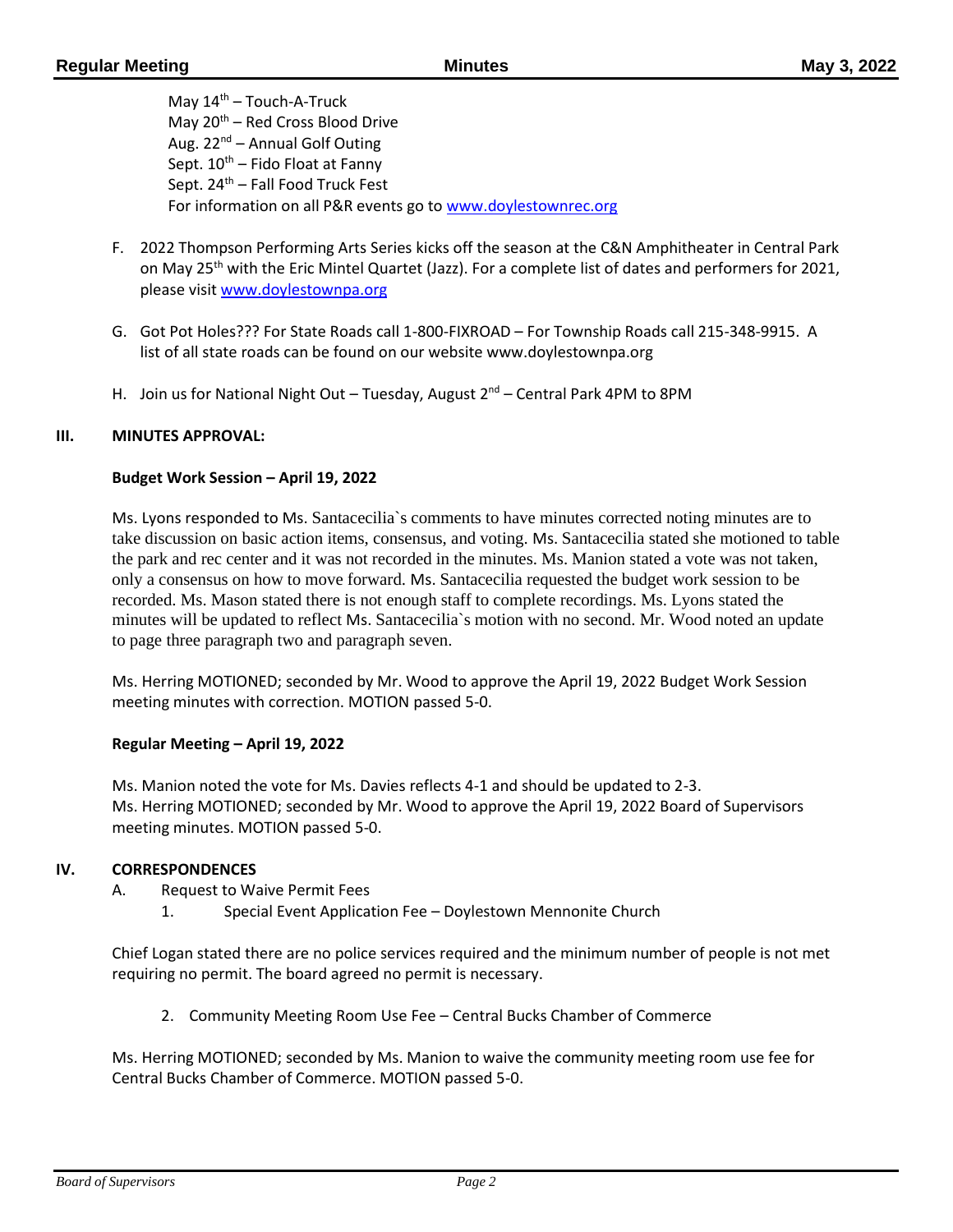May 14th – Touch-A-Truck
May 20th – Red Cross Blood Drive
Aug. 22nd – Annual Golf Outing
Sept. 10th – Fido Float at Fanny
Sept. 24th – Fall Food Truck Fest
For information on all P&R events go to www.doylestownrec.org

F. 2022 Thompson Performing Arts Series kicks off the season at the C&N Amphitheater in Central Park on May 25th with the Eric Mintel Quartet (Jazz). For a complete list of dates and performers for 2021, please visit www.doylestownpa.org

G. Got Pot Holes??? For State Roads call 1-800-FIXROAD – For Township Roads call 215-348-9915. A list of all state roads can be found on our website www.doylestownpa.org

H. Join us for National Night Out – Tuesday, August 2nd – Central Park 4PM to 8PM

## III. MINUTES APPROVAL:

**Budget Work Session – April 19, 2022**

Ms. Lyons responded to Ms. Santacecilia`s comments to have minutes corrected noting minutes are to take discussion on basic action items, consensus, and voting. Ms. Santacecilia stated she motioned to table the park and rec center and it was not recorded in the minutes. Ms. Manion stated a vote was not taken, only a consensus on how to move forward. Ms. Santacecilia requested the budget work session to be recorded. Ms. Mason stated there is not enough staff to complete recordings. Ms. Lyons stated the minutes will be updated to reflect Ms. Santacecilia`s motion with no second. Mr. Wood noted an update to page three paragraph two and paragraph seven.

Ms. Herring MOTIONED; seconded by Mr. Wood to approve the April 19, 2022 Budget Work Session meeting minutes with correction. MOTION passed 5-0.

**Regular Meeting – April 19, 2022**

Ms. Manion noted the vote for Ms. Davies reflects 4-1 and should be updated to 2-3.
Ms. Herring MOTIONED; seconded by Mr. Wood to approve the April 19, 2022 Board of Supervisors meeting minutes. MOTION passed 5-0.

## IV. CORRESPONDENCES

A. Request to Waive Permit Fees
   1. Special Event Application Fee – Doylestown Mennonite Church

Chief Logan stated there are no police services required and the minimum number of people is not met requiring no permit. The board agreed no permit is necessary.

   2. Community Meeting Room Use Fee – Central Bucks Chamber of Commerce

Ms. Herring MOTIONED; seconded by Ms. Manion to waive the community meeting room use fee for Central Bucks Chamber of Commerce. MOTION passed 5-0.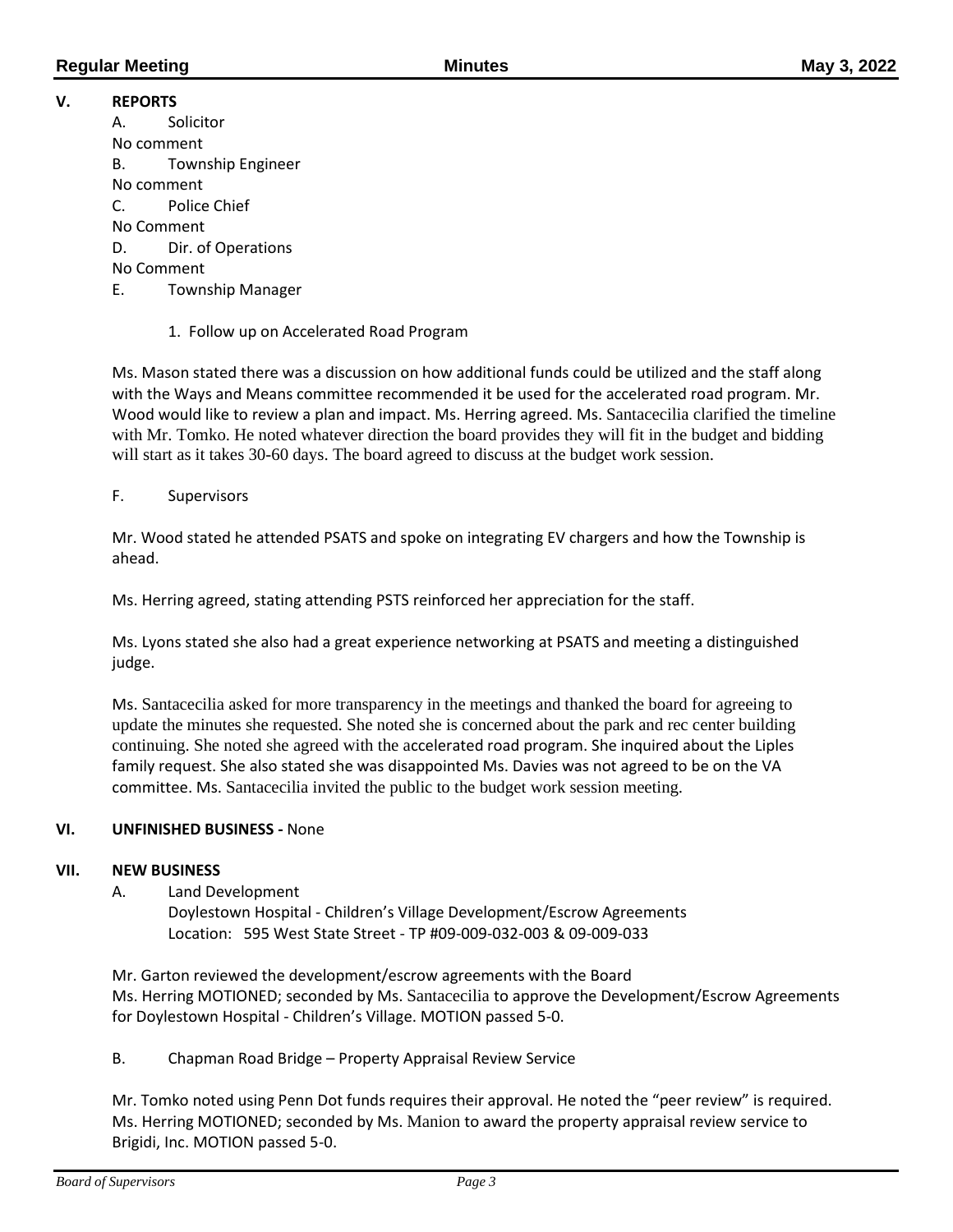## V. REPORTS

A. Solicitor

No comment

B. Township Engineer

No comment

C. Police Chief

No Comment

D. Dir. of Operations

No Comment

E. Township Manager

1. Follow up on Accelerated Road Program

Ms. Mason stated there was a discussion on how additional funds could be utilized and the staff along with the Ways and Means committee recommended it be used for the accelerated road program. Mr. Wood would like to review a plan and impact. Ms. Herring agreed. Ms. Santacecilia clarified the timeline with Mr. Tomko. He noted whatever direction the board provides they will fit in the budget and bidding will start as it takes 30-60 days. The board agreed to discuss at the budget work session.

F. Supervisors

Mr. Wood stated he attended PSATS and spoke on integrating EV chargers and how the Township is ahead.

Ms. Herring agreed, stating attending PSTS reinforced her appreciation for the staff.

Ms. Lyons stated she also had a great experience networking at PSATS and meeting a distinguished judge.

Ms. Santacecilia asked for more transparency in the meetings and thanked the board for agreeing to update the minutes she requested. She noted she is concerned about the park and rec center building continuing. She noted she agreed with the accelerated road program. She inquired about the Liples family request. She also stated she was disappointed Ms. Davies was not agreed to be on the VA committee. Ms. Santacecilia invited the public to the budget work session meeting.

## VI. UNFINISHED BUSINESS - None

## VII. NEW BUSINESS

A. Land Development

Doylestown Hospital - Children's Village Development/Escrow Agreements
Location: 595 West State Street - TP #09-009-032-003 & 09-009-033

Mr. Garton reviewed the development/escrow agreements with the Board
Ms. Herring MOTIONED; seconded by Ms. Santacecilia to approve the Development/Escrow Agreements for Doylestown Hospital - Children's Village. MOTION passed 5-0.

B. Chapman Road Bridge – Property Appraisal Review Service

Mr. Tomko noted using Penn Dot funds requires their approval. He noted the "peer review" is required. Ms. Herring MOTIONED; seconded by Ms. Manion to award the property appraisal review service to Brigidi, Inc. MOTION passed 5-0.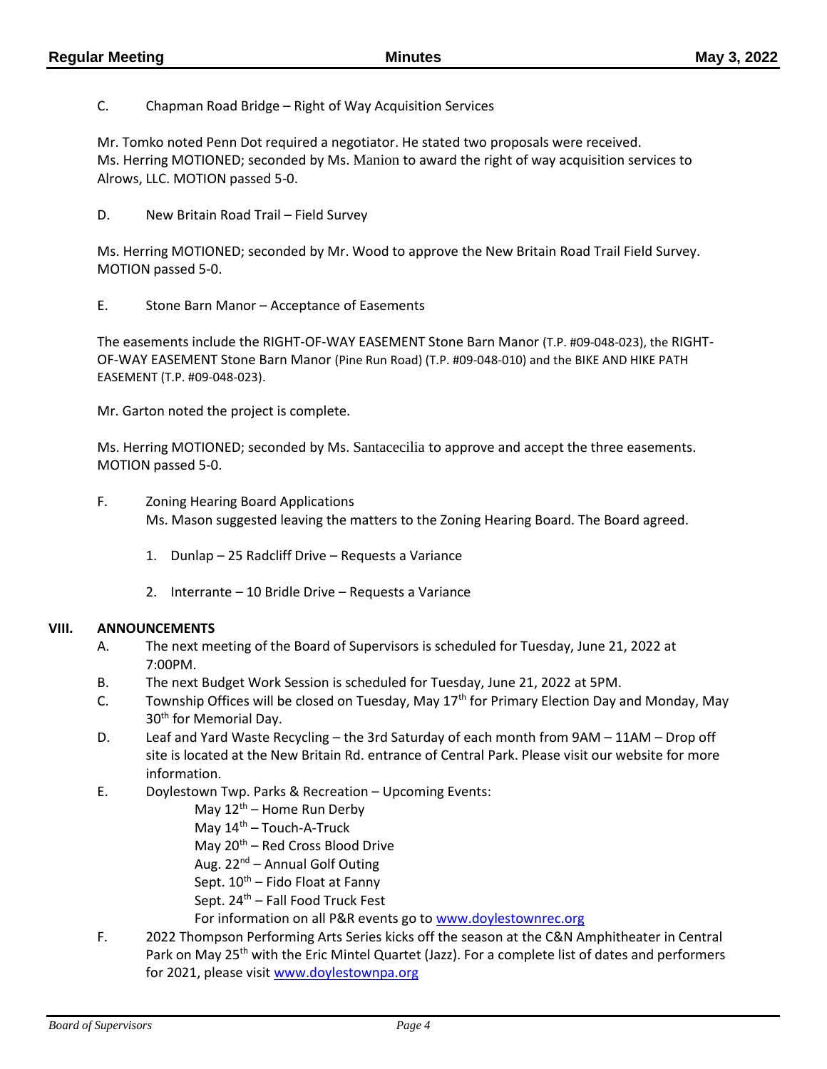C. Chapman Road Bridge – Right of Way Acquisition Services

Mr. Tomko noted Penn Dot required a negotiator. He stated two proposals were received.
Ms. Herring MOTIONED; seconded by Ms. Manion to award the right of way acquisition services to Alrows, LLC. MOTION passed 5-0.

D. New Britain Road Trail – Field Survey

Ms. Herring MOTIONED; seconded by Mr. Wood to approve the New Britain Road Trail Field Survey. MOTION passed 5-0.

E. Stone Barn Manor – Acceptance of Easements

The easements include the RIGHT-OF-WAY EASEMENT Stone Barn Manor (T.P. #09-048-023), the RIGHT-OF-WAY EASEMENT Stone Barn Manor (Pine Run Road) (T.P. #09-048-010) and the BIKE AND HIKE PATH EASEMENT (T.P. #09-048-023).

Mr. Garton noted the project is complete.

Ms. Herring MOTIONED; seconded by Ms. Santacecilia to approve and accept the three easements. MOTION passed 5-0.

F. Zoning Hearing Board Applications
Ms. Mason suggested leaving the matters to the Zoning Hearing Board. The Board agreed.

1. Dunlap – 25 Radcliff Drive – Requests a Variance
2. Interrante – 10 Bridle Drive – Requests a Variance

## VIII. ANNOUNCEMENTS

A. The next meeting of the Board of Supervisors is scheduled for Tuesday, June 21, 2022 at 7:00PM.

B. The next Budget Work Session is scheduled for Tuesday, June 21, 2022 at 5PM.

C. Township Offices will be closed on Tuesday, May 17th for Primary Election Day and Monday, May 30th for Memorial Day.

D. Leaf and Yard Waste Recycling – the 3rd Saturday of each month from 9AM – 11AM – Drop off site is located at the New Britain Rd. entrance of Central Park. Please visit our website for more information.

E. Doylestown Twp. Parks & Recreation – Upcoming Events:
May 12th – Home Run Derby
May 14th – Touch-A-Truck
May 20th – Red Cross Blood Drive
Aug. 22nd – Annual Golf Outing
Sept. 10th – Fido Float at Fanny
Sept. 24th – Fall Food Truck Fest
For information on all P&R events go to www.doylestownrec.org

F. 2022 Thompson Performing Arts Series kicks off the season at the C&N Amphitheater in Central Park on May 25th with the Eric Mintel Quartet (Jazz). For a complete list of dates and performers for 2021, please visit www.doylestownpa.org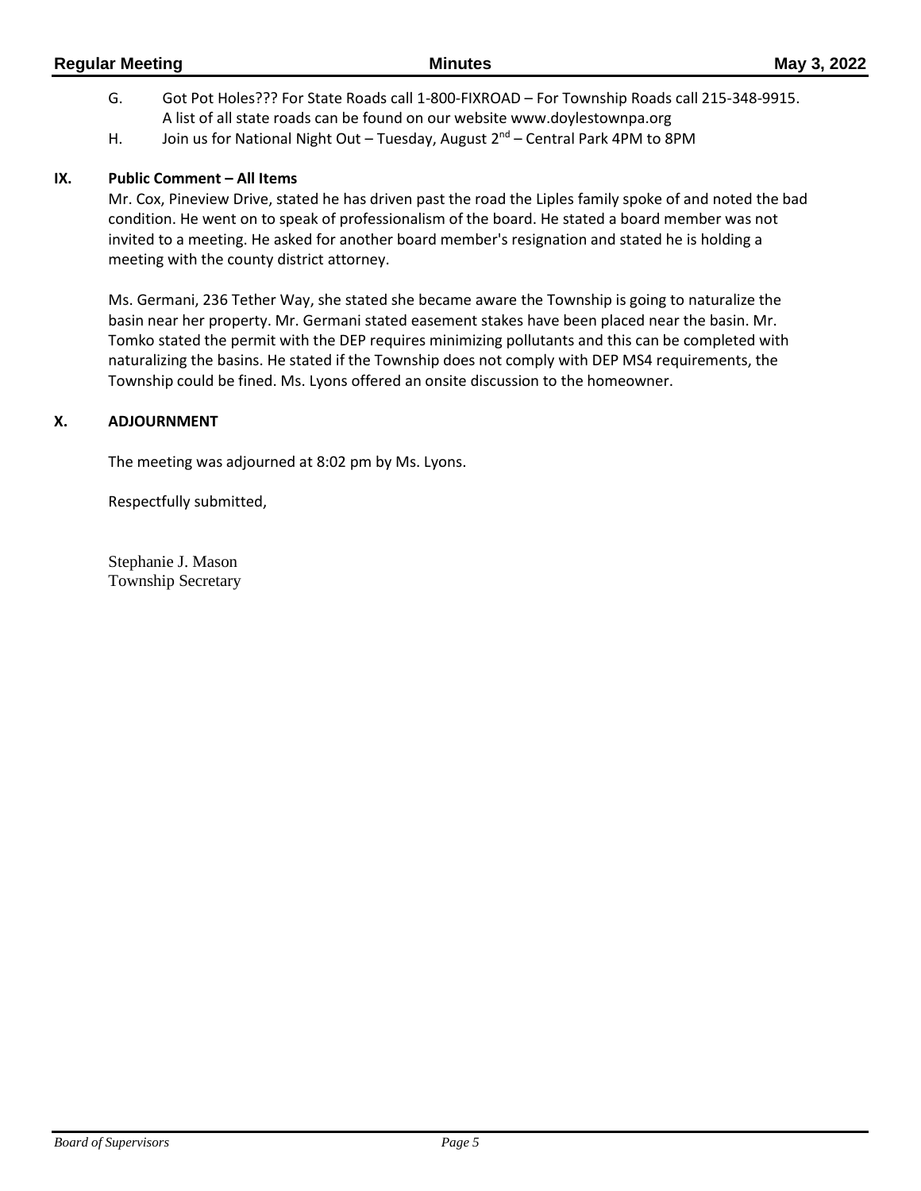G. Got Pot Holes??? For State Roads call 1-800-FIXROAD – For Township Roads call 215-348-9915. A list of all state roads can be found on our website www.doylestownpa.org

H. Join us for National Night Out – Tuesday, August 2nd – Central Park 4PM to 8PM

## IX. Public Comment – All Items

Mr. Cox, Pineview Drive, stated he has driven past the road the Liples family spoke of and noted the bad condition. He went on to speak of professionalism of the board. He stated a board member was not invited to a meeting. He asked for another board member's resignation and stated he is holding a meeting with the county district attorney.

Ms. Germani, 236 Tether Way, she stated she became aware the Township is going to naturalize the basin near her property. Mr. Germani stated easement stakes have been placed near the basin. Mr. Tomko stated the permit with the DEP requires minimizing pollutants and this can be completed with naturalizing the basins. He stated if the Township does not comply with DEP MS4 requirements, the Township could be fined. Ms. Lyons offered an onsite discussion to the homeowner.

## X. ADJOURNMENT

The meeting was adjourned at 8:02 pm by Ms. Lyons.

Respectfully submitted,

Stephanie J. Mason
Township Secretary